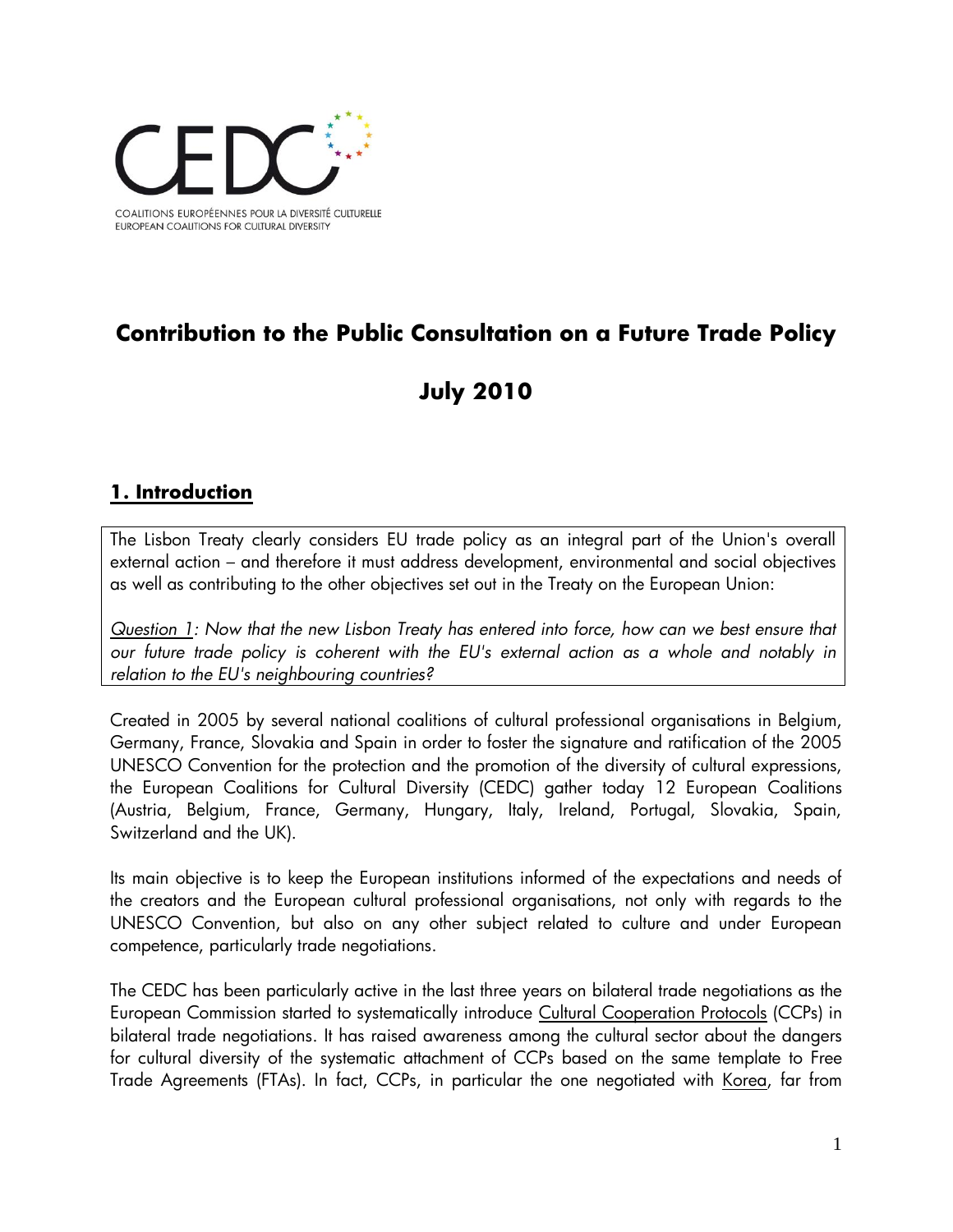CEDC

COALITIONS EUROPÉENNES POUR LA DIVERSITÉ CULTURELLE
EUROPEAN COALITIONS FOR CULTURAL DIVERSITY

# Contribution to the Public Consultation on a Future Trade Policy

# July 2010

## 1. Introduction

The Lisbon Treaty clearly considers EU trade policy as an integral part of the Union's overall external action – and therefore it must address development, environmental and social objectives as well as contributing to the other objectives set out in the Treaty on the European Union:

*Question 1: Now that the new Lisbon Treaty has entered into force, how can we best ensure that our future trade policy is coherent with the EU's external action as a whole and notably in relation to the EU's neighbouring countries?*

Created in 2005 by several national coalitions of cultural professional organisations in Belgium, Germany, France, Slovakia and Spain in order to foster the signature and ratification of the 2005 UNESCO Convention for the protection and the promotion of the diversity of cultural expressions, the European Coalitions for Cultural Diversity (CEDC) gather today 12 European Coalitions (Austria, Belgium, France, Germany, Hungary, Italy, Ireland, Portugal, Slovakia, Spain, Switzerland and the UK).

Its main objective is to keep the European institutions informed of the expectations and needs of the creators and the European cultural professional organisations, not only with regards to the UNESCO Convention, but also on any other subject related to culture and under European competence, particularly trade negotiations.

The CEDC has been particularly active in the last three years on bilateral trade negotiations as the European Commission started to systematically introduce Cultural Cooperation Protocols (CCPs) in bilateral trade negotiations. It has raised awareness among the cultural sector about the dangers for cultural diversity of the systematic attachment of CCPs based on the same template to Free Trade Agreements (FTAs). In fact, CCPs, in particular the one negotiated with Korea, far from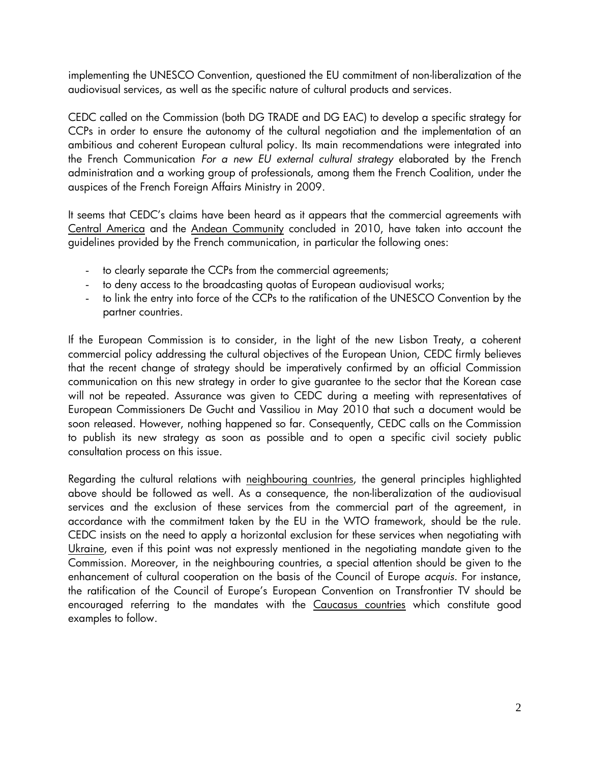implementing the UNESCO Convention, questioned the EU commitment of non-liberalization of the audiovisual services, as well as the specific nature of cultural products and services.

CEDC called on the Commission (both DG TRADE and DG EAC) to develop a specific strategy for CCPs in order to ensure the autonomy of the cultural negotiation and the implementation of an ambitious and coherent European cultural policy. Its main recommendations were integrated into the French Communication *For a new EU external cultural strategy* elaborated by the French administration and a working group of professionals, among them the French Coalition, under the auspices of the French Foreign Affairs Ministry in 2009.

It seems that CEDC's claims have been heard as it appears that the commercial agreements with Central America and the Andean Community concluded in 2010, have taken into account the guidelines provided by the French communication, in particular the following ones:

- to clearly separate the CCPs from the commercial agreements;
- to deny access to the broadcasting quotas of European audiovisual works;
- to link the entry into force of the CCPs to the ratification of the UNESCO Convention by the partner countries.

If the European Commission is to consider, in the light of the new Lisbon Treaty, a coherent commercial policy addressing the cultural objectives of the European Union, CEDC firmly believes that the recent change of strategy should be imperatively confirmed by an official Commission communication on this new strategy in order to give guarantee to the sector that the Korean case will not be repeated. Assurance was given to CEDC during a meeting with representatives of European Commissioners De Gucht and Vassiliou in May 2010 that such a document would be soon released. However, nothing happened so far. Consequently, CEDC calls on the Commission to publish its new strategy as soon as possible and to open a specific civil society public consultation process on this issue.

Regarding the cultural relations with neighbouring countries, the general principles highlighted above should be followed as well. As a consequence, the non-liberalization of the audiovisual services and the exclusion of these services from the commercial part of the agreement, in accordance with the commitment taken by the EU in the WTO framework, should be the rule. CEDC insists on the need to apply a horizontal exclusion for these services when negotiating with Ukraine, even if this point was not expressly mentioned in the negotiating mandate given to the Commission. Moreover, in the neighbouring countries, a special attention should be given to the enhancement of cultural cooperation on the basis of the Council of Europe *acquis*. For instance, the ratification of the Council of Europe's European Convention on Transfrontier TV should be encouraged referring to the mandates with the Caucasus countries which constitute good examples to follow.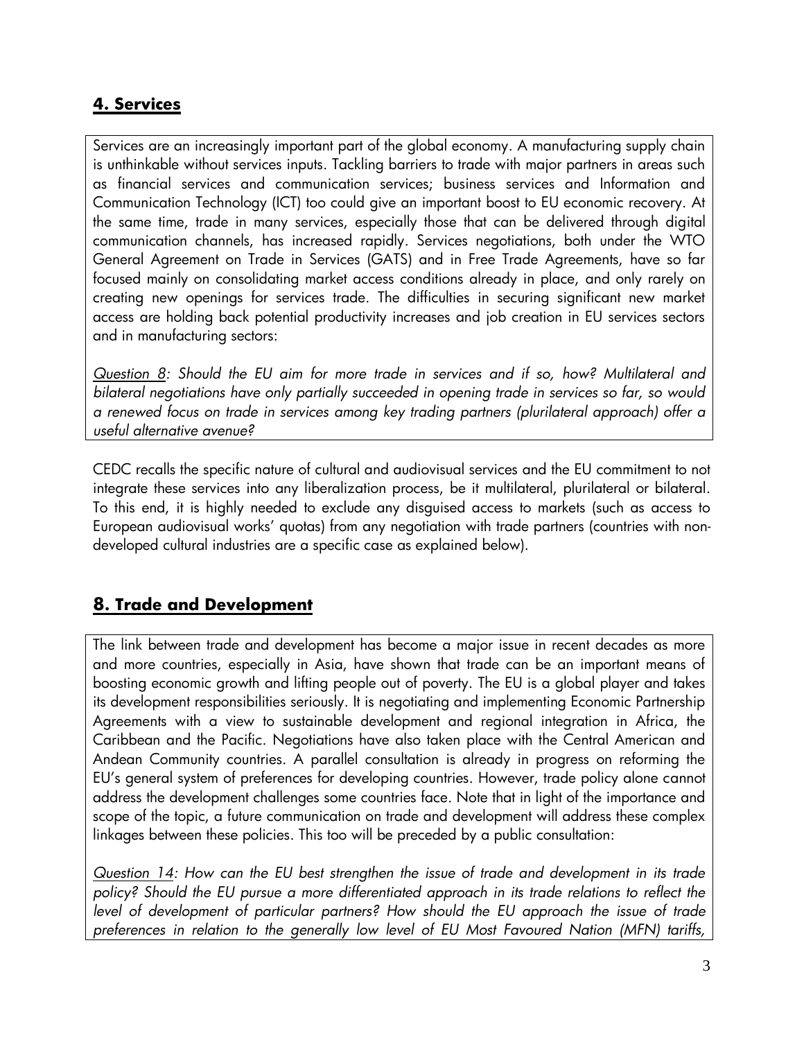## **4. Services**

Services are an increasingly important part of the global economy. A manufacturing supply chain is unthinkable without services inputs. Tackling barriers to trade with major partners in areas such as financial services and communication services; business services and Information and Communication Technology (ICT) too could give an important boost to EU economic recovery. At the same time, trade in many services, especially those that can be delivered through digital communication channels, has increased rapidly. Services negotiations, both under the WTO General Agreement on Trade in Services (GATS) and in Free Trade Agreements, have so far focused mainly on consolidating market access conditions already in place, and only rarely on creating new openings for services trade. The difficulties in securing significant new market access are holding back potential productivity increases and job creation in EU services sectors and in manufacturing sectors:

*Question 8: Should the EU aim for more trade in services and if so, how? Multilateral and bilateral negotiations have only partially succeeded in opening trade in services so far, so would a renewed focus on trade in services among key trading partners (plurilateral approach) offer a useful alternative avenue?*

CEDC recalls the specific nature of cultural and audiovisual services and the EU commitment to not integrate these services into any liberalization process, be it multilateral, plurilateral or bilateral. To this end, it is highly needed to exclude any disguised access to markets (such as access to European audiovisual works' quotas) from any negotiation with trade partners (countries with non-developed cultural industries are a specific case as explained below).

## **8. Trade and Development**

The link between trade and development has become a major issue in recent decades as more and more countries, especially in Asia, have shown that trade can be an important means of boosting economic growth and lifting people out of poverty. The EU is a global player and takes its development responsibilities seriously. It is negotiating and implementing Economic Partnership Agreements with a view to sustainable development and regional integration in Africa, the Caribbean and the Pacific. Negotiations have also taken place with the Central American and Andean Community countries. A parallel consultation is already in progress on reforming the EU's general system of preferences for developing countries. However, trade policy alone cannot address the development challenges some countries face. Note that in light of the importance and scope of the topic, a future communication on trade and development will address these complex linkages between these policies. This too will be preceded by a public consultation:

*Question 14: How can the EU best strengthen the issue of trade and development in its trade policy? Should the EU pursue a more differentiated approach in its trade relations to reflect the level of development of particular partners? How should the EU approach the issue of trade preferences in relation to the generally low level of EU Most Favoured Nation (MFN) tariffs,*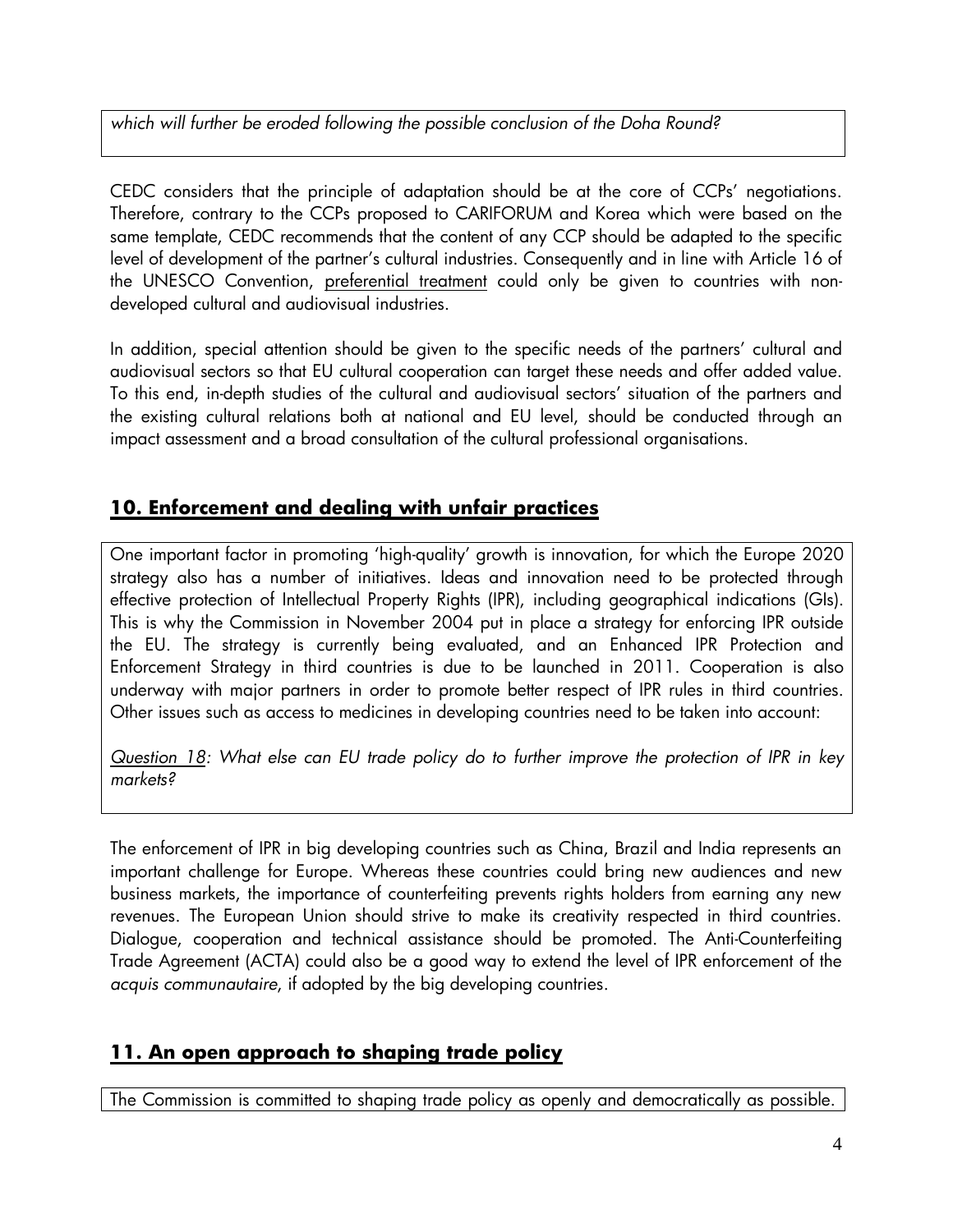*which will further be eroded following the possible conclusion of the Doha Round?*

CEDC considers that the principle of adaptation should be at the core of CCPs' negotiations. Therefore, contrary to the CCPs proposed to CARIFORUM and Korea which were based on the same template, CEDC recommends that the content of any CCP should be adapted to the specific level of development of the partner's cultural industries. Consequently and in line with Article 16 of the UNESCO Convention, preferential treatment could only be given to countries with non-developed cultural and audiovisual industries.

In addition, special attention should be given to the specific needs of the partners' cultural and audiovisual sectors so that EU cultural cooperation can target these needs and offer added value. To this end, in-depth studies of the cultural and audiovisual sectors' situation of the partners and the existing cultural relations both at national and EU level, should be conducted through an impact assessment and a broad consultation of the cultural professional organisations.

## 10. Enforcement and dealing with unfair practices

One important factor in promoting 'high-quality' growth is innovation, for which the Europe 2020 strategy also has a number of initiatives. Ideas and innovation need to be protected through effective protection of Intellectual Property Rights (IPR), including geographical indications (GIs). This is why the Commission in November 2004 put in place a strategy for enforcing IPR outside the EU. The strategy is currently being evaluated, and an Enhanced IPR Protection and Enforcement Strategy in third countries is due to be launched in 2011. Cooperation is also underway with major partners in order to promote better respect of IPR rules in third countries. Other issues such as access to medicines in developing countries need to be taken into account:

*Question 18: What else can EU trade policy do to further improve the protection of IPR in key markets?*

The enforcement of IPR in big developing countries such as China, Brazil and India represents an important challenge for Europe. Whereas these countries could bring new audiences and new business markets, the importance of counterfeiting prevents rights holders from earning any new revenues. The European Union should strive to make its creativity respected in third countries. Dialogue, cooperation and technical assistance should be promoted. The Anti-Counterfeiting Trade Agreement (ACTA) could also be a good way to extend the level of IPR enforcement of the *acquis communautaire*, if adopted by the big developing countries.

## 11. An open approach to shaping trade policy

The Commission is committed to shaping trade policy as openly and democratically as possible.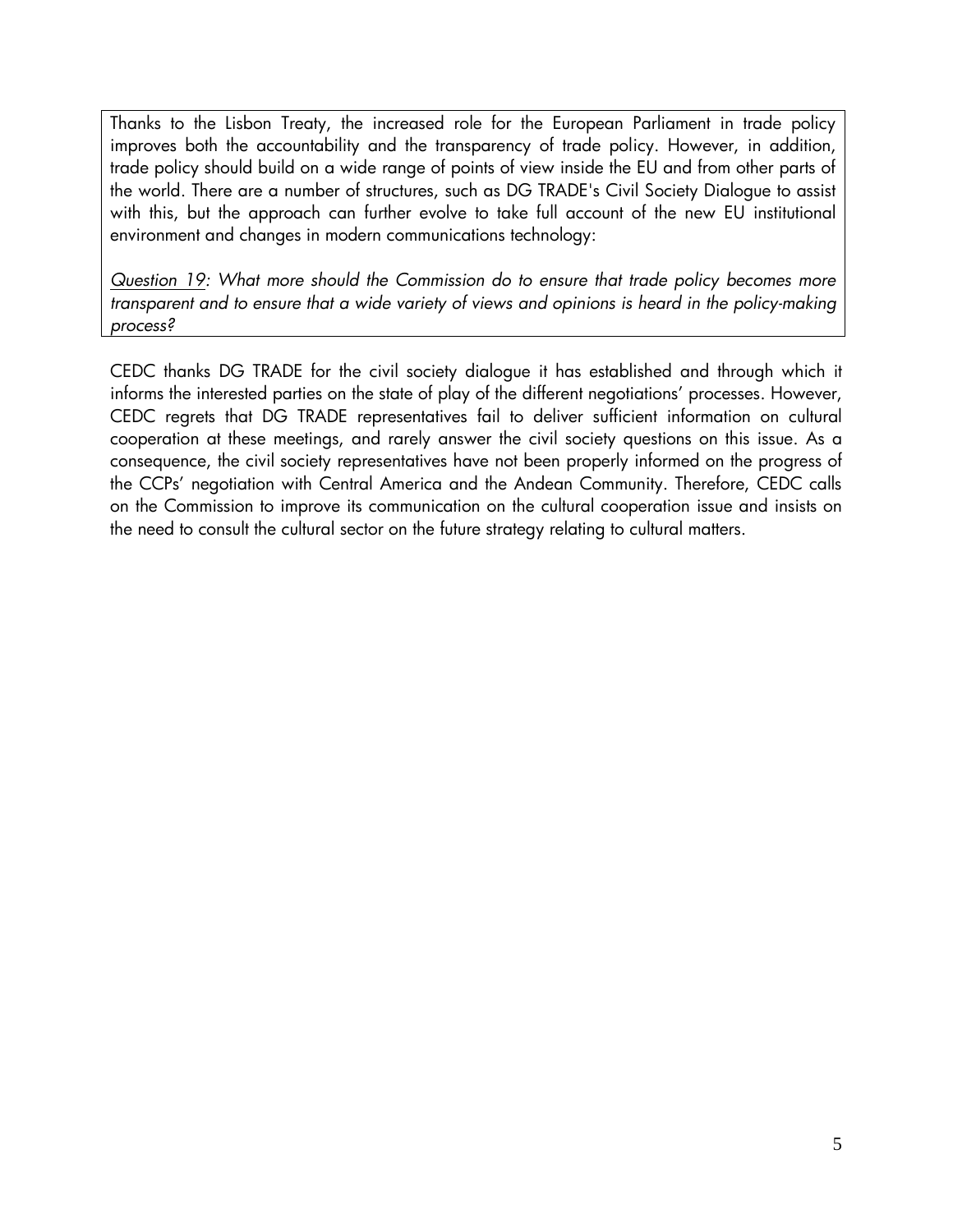Thanks to the Lisbon Treaty, the increased role for the European Parliament in trade policy improves both the accountability and the transparency of trade policy. However, in addition, trade policy should build on a wide range of points of view inside the EU and from other parts of the world. There are a number of structures, such as DG TRADE's Civil Society Dialogue to assist with this, but the approach can further evolve to take full account of the new EU institutional environment and changes in modern communications technology:

*Question 19: What more should the Commission do to ensure that trade policy becomes more transparent and to ensure that a wide variety of views and opinions is heard in the policy-making process?*

CEDC thanks DG TRADE for the civil society dialogue it has established and through which it informs the interested parties on the state of play of the different negotiations' processes. However, CEDC regrets that DG TRADE representatives fail to deliver sufficient information on cultural cooperation at these meetings, and rarely answer the civil society questions on this issue. As a consequence, the civil society representatives have not been properly informed on the progress of the CCPs' negotiation with Central America and the Andean Community. Therefore, CEDC calls on the Commission to improve its communication on the cultural cooperation issue and insists on the need to consult the cultural sector on the future strategy relating to cultural matters.